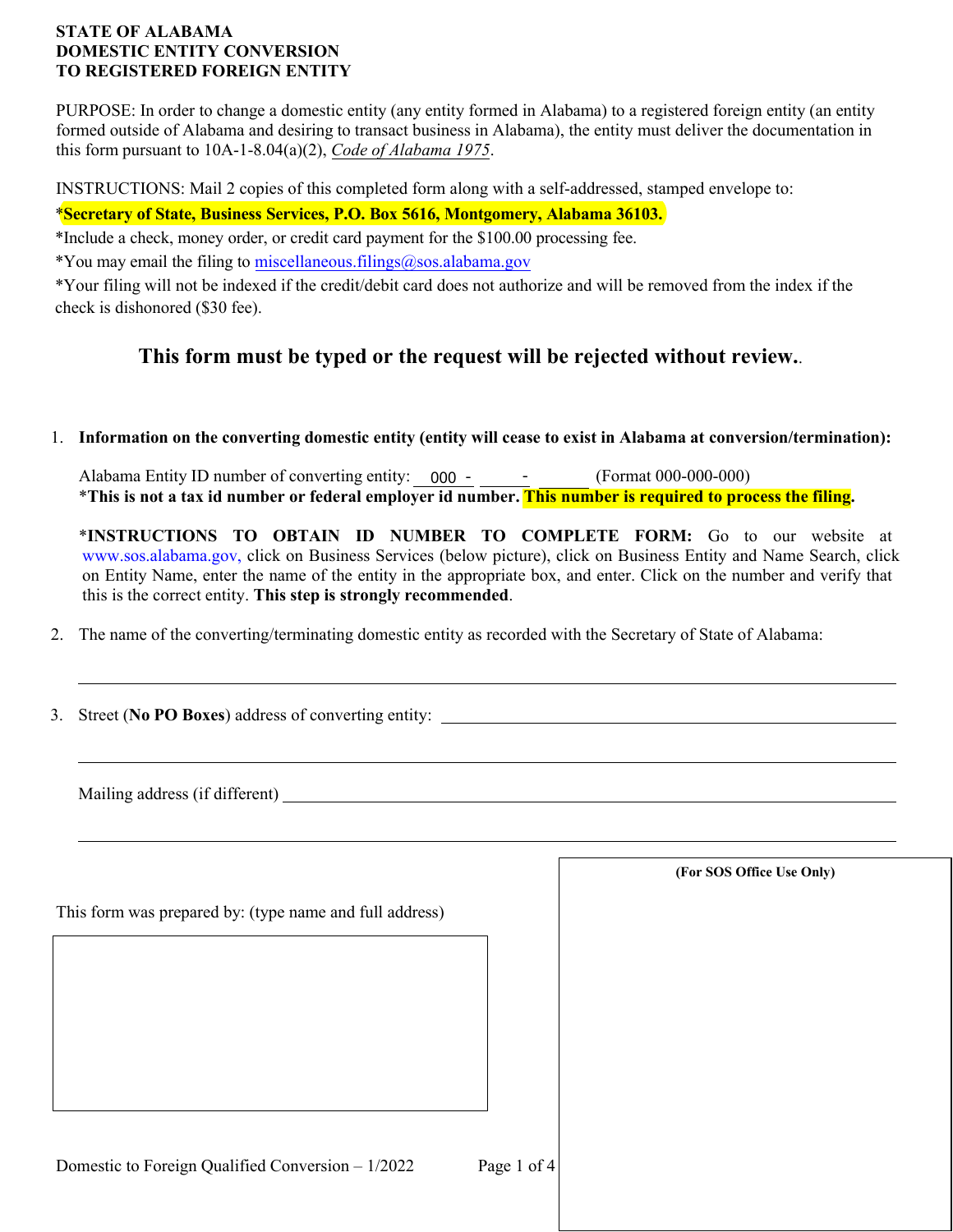**STATE OF ALABAMA**
**DOMESTIC ENTITY CONVERSION**
**TO REGISTERED FOREIGN ENTITY**

PURPOSE: In order to change a domestic entity (any entity formed in Alabama) to a registered foreign entity (an entity formed outside of Alabama and desiring to transact business in Alabama), the entity must deliver the documentation in this form pursuant to 10A-1-8.04(a)(2), *Code of Alabama 1975*.

INSTRUCTIONS: Mail 2 copies of this completed form along with a self-addressed, stamped envelope to:

***Secretary of State, Business Services, P.O. Box 5616, Montgomery, Alabama 36103.**

*Include a check, money order, or credit card payment for the $100.00 processing fee.

*You may email the filing to miscellaneous.filings@sos.alabama.gov

*Your filing will not be indexed if the credit/debit card does not authorize and will be removed from the index if the check is dishonored ($30 fee).

### This form must be typed or the request will be rejected without review.

1. **Information on the converting domestic entity (entity will cease to exist in Alabama at conversion/termination):**

   Alabama Entity ID number of converting entity: 000 - ______ - ______ (Format 000-000-000)
   ***This is not a tax id number or federal employer id number. This number is required to process the filing.**

   ***INSTRUCTIONS TO OBTAIN ID NUMBER TO COMPLETE FORM:** Go to our website at www.sos.alabama.gov, click on Business Services (below picture), click on Business Entity and Name Search, click on Entity Name, enter the name of the entity in the appropriate box, and enter. Click on the number and verify that this is the correct entity. **This step is strongly recommended**.

2. The name of the converting/terminating domestic entity as recorded with the Secretary of State of Alabama:

   ______________________________________________

3. Street (**No PO Boxes**) address of converting entity: ______________________________________________

   ______________________________________________

   Mailing address (if different) ______________________________________________

   ______________________________________________

This form was prepared by: (type name and full address)

**(For SOS Office Use Only)**

Domestic to Foreign Qualified Conversion – 1/2022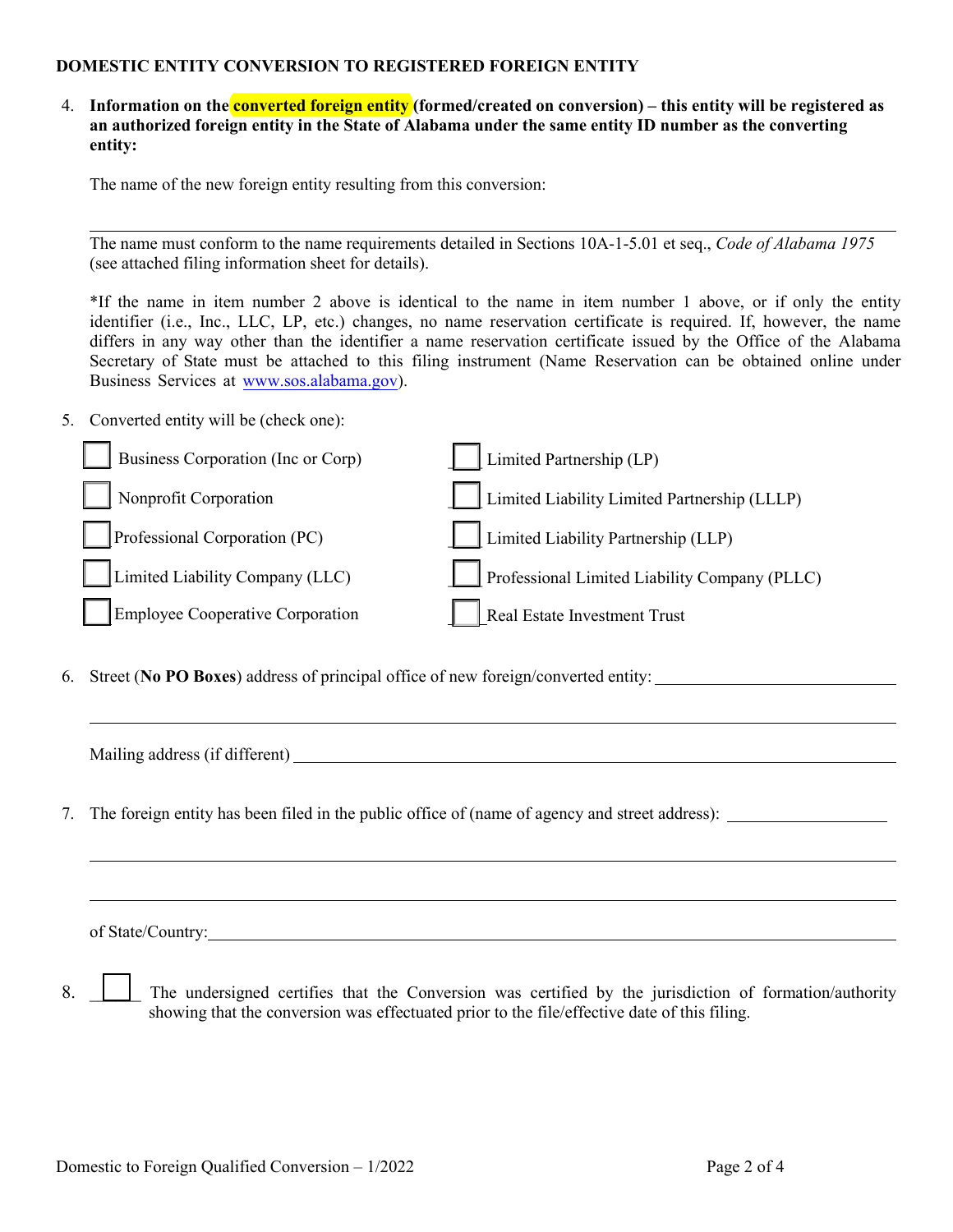**DOMESTIC ENTITY CONVERSION TO REGISTERED FOREIGN ENTITY**

4. **Information on the converted foreign entity (formed/created on conversion) – this entity will be registered as an authorized foreign entity in the State of Alabama under the same entity ID number as the converting entity:**

   The name of the new foreign entity resulting from this conversion:

   \_\_\_\_\_\_\_\_\_\_\_\_\_\_\_\_\_\_\_\_\_\_\_\_\_\_\_\_\_\_\_\_\_\_\_\_\_\_\_\_\_\_\_\_\_\_\_\_\_\_\_\_\_\_\_\_\_\_\_\_

   The name must conform to the name requirements detailed in Sections 10A-1-5.01 et seq., *Code of Alabama 1975* (see attached filing information sheet for details).

   *If the name in item number 2 above is identical to the name in item number 1 above, or if only the entity identifier (i.e., Inc., LLC, LP, etc.) changes, no name reservation certificate is required. If, however, the name differs in any way other than the identifier a name reservation certificate issued by the Office of the Alabama Secretary of State must be attached to this filing instrument (Name Reservation can be obtained online under Business Services at www.sos.alabama.gov).

5. Converted entity will be (check one):

   ☐ Business Corporation (Inc or Corp)
   ☐ Nonprofit Corporation
   ☐ Professional Corporation (PC)
   ☐ Limited Liability Company (LLC)
   ☐ Employee Cooperative Corporation
   ☐ Limited Partnership (LP)
   ☐ Limited Liability Limited Partnership (LLLP)
   ☐ Limited Liability Partnership (LLP)
   ☐ Professional Limited Liability Company (PLLC)
   ☐ Real Estate Investment Trust

6. Street (**No PO Boxes**) address of principal office of new foreign/converted entity: \_\_\_\_\_\_\_\_\_\_\_\_\_\_\_\_\_\_\_\_\_\_\_\_\_\_\_\_

   \_\_\_\_\_\_\_\_\_\_\_\_\_\_\_\_\_\_\_\_\_\_\_\_\_\_\_\_\_\_\_\_\_\_\_\_\_\_\_\_\_\_\_\_\_\_\_\_\_\_\_\_\_\_\_\_\_\_\_\_

   Mailing address (if different) \_\_\_\_\_\_\_\_\_\_\_\_\_\_\_\_\_\_\_\_\_\_\_\_\_\_\_\_\_\_\_\_\_\_\_\_\_\_\_\_\_\_\_\_

7. The foreign entity has been filed in the public office of (name of agency and street address): \_\_\_\_\_\_\_\_\_\_\_\_\_\_\_\_\_\_\_\_

   \_\_\_\_\_\_\_\_\_\_\_\_\_\_\_\_\_\_\_\_\_\_\_\_\_\_\_\_\_\_\_\_\_\_\_\_\_\_\_\_\_\_\_\_\_\_\_\_\_\_\_\_\_\_\_\_\_\_\_\_

   \_\_\_\_\_\_\_\_\_\_\_\_\_\_\_\_\_\_\_\_\_\_\_\_\_\_\_\_\_\_\_\_\_\_\_\_\_\_\_\_\_\_\_\_\_\_\_\_\_\_\_\_\_\_\_\_\_\_\_\_

   of State/Country: \_\_\_\_\_\_\_\_\_\_\_\_\_\_\_\_\_\_\_\_\_\_\_\_\_\_\_\_\_\_\_\_\_\_\_\_\_\_\_\_\_\_\_\_\_\_\_\_\_\_\_\_

8. ☐ The undersigned certifies that the Conversion was certified by the jurisdiction of formation/authority showing that the conversion was effectuated prior to the file/effective date of this filing.

Domestic to Foreign Qualified Conversion – 1/2022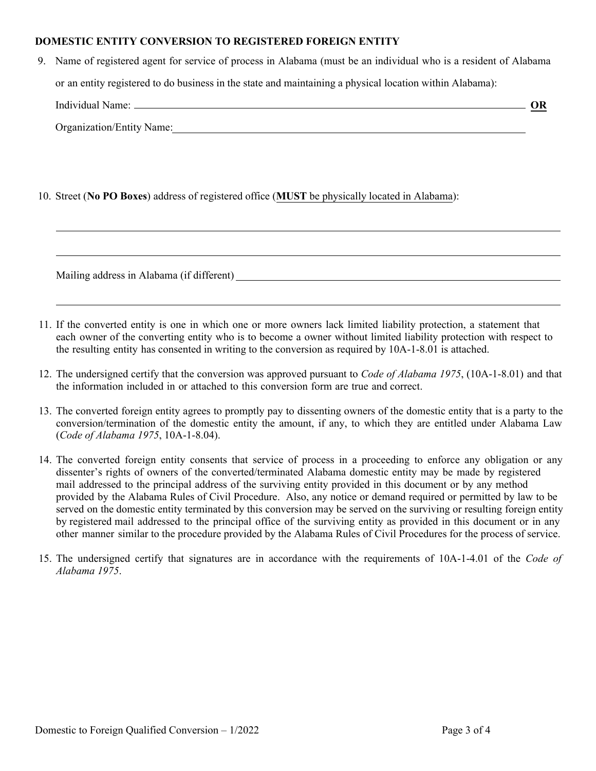**DOMESTIC ENTITY CONVERSION TO REGISTERED FOREIGN ENTITY**

9. Name of registered agent for service of process in Alabama (must be an individual who is a resident of Alabama or an entity registered to do business in the state and maintaining a physical location within Alabama):

   Individual Name: ______________________________________________ **OR**

   Organization/Entity Name: ______________________________________________

10. Street (**No PO Boxes**) address of registered office (**MUST** be physically located in Alabama):

    ______________________________________________

    ______________________________________________

    Mailing address in Alabama (if different) ______________________________________________

    ______________________________________________

11. If the converted entity is one in which one or more owners lack limited liability protection, a statement that each owner of the converting entity who is to become a owner without limited liability protection with respect to the resulting entity has consented in writing to the conversion as required by 10A-1-8.01 is attached.

12. The undersigned certify that the conversion was approved pursuant to *Code of Alabama 1975*, (10A-1-8.01) and that the information included in or attached to this conversion form are true and correct.

13. The converted foreign entity agrees to promptly pay to dissenting owners of the domestic entity that is a party to the conversion/termination of the domestic entity the amount, if any, to which they are entitled under Alabama Law (*Code of Alabama 1975*, 10A-1-8.04).

14. The converted foreign entity consents that service of process in a proceeding to enforce any obligation or any dissenter's rights of owners of the converted/terminated Alabama domestic entity may be made by registered mail addressed to the principal address of the surviving entity provided in this document or by any method provided by the Alabama Rules of Civil Procedure. Also, any notice or demand required or permitted by law to be served on the domestic entity terminated by this conversion may be served on the surviving or resulting foreign entity by registered mail addressed to the principal office of the surviving entity as provided in this document or in any other manner similar to the procedure provided by the Alabama Rules of Civil Procedures for the process of service.

15. The undersigned certify that signatures are in accordance with the requirements of 10A-1-4.01 of the *Code of Alabama 1975*.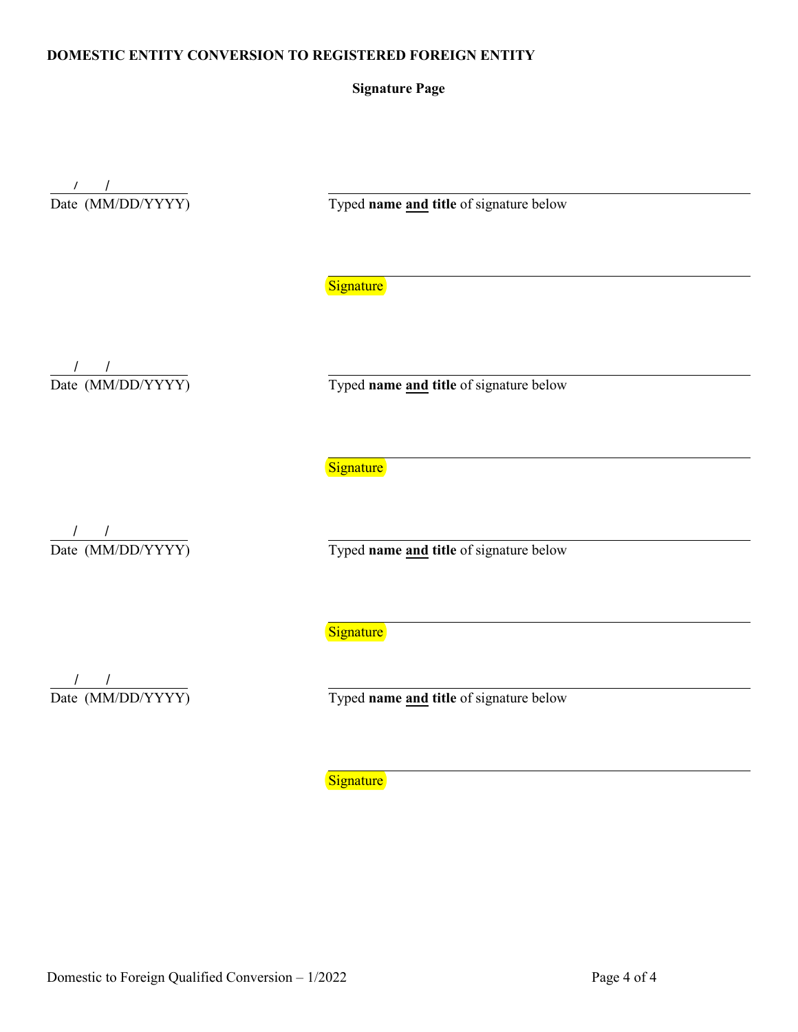**DOMESTIC ENTITY CONVERSION TO REGISTERED FOREIGN ENTITY**

**Signature Page**

\_\_\_/\_\_\_/\_\_\_\_\_\_
Date (MM/DD/YYYY)

\_\_\_\_\_\_\_\_\_\_\_\_\_\_\_\_\_\_\_\_\_\_\_\_\_\_\_\_\_\_\_\_\_\_\_\_\_\_\_\_
Typed **name** **and** **title** of signature below

\_\_\_\_\_\_\_\_\_\_\_\_\_\_\_\_\_\_\_\_\_\_\_\_\_\_\_\_\_\_\_\_\_\_\_\_\_\_\_\_
Signature

\_\_\_/\_\_\_/\_\_\_\_\_\_
Date (MM/DD/YYYY)

\_\_\_\_\_\_\_\_\_\_\_\_\_\_\_\_\_\_\_\_\_\_\_\_\_\_\_\_\_\_\_\_\_\_\_\_\_\_\_\_
Typed **name** **and** **title** of signature below

\_\_\_\_\_\_\_\_\_\_\_\_\_\_\_\_\_\_\_\_\_\_\_\_\_\_\_\_\_\_\_\_\_\_\_\_\_\_\_\_
Signature

\_\_\_/\_\_\_/\_\_\_\_\_\_
Date (MM/DD/YYYY)

\_\_\_\_\_\_\_\_\_\_\_\_\_\_\_\_\_\_\_\_\_\_\_\_\_\_\_\_\_\_\_\_\_\_\_\_\_\_\_\_
Typed **name** **and** **title** of signature below

\_\_\_\_\_\_\_\_\_\_\_\_\_\_\_\_\_\_\_\_\_\_\_\_\_\_\_\_\_\_\_\_\_\_\_\_\_\_\_\_
Signature

\_\_\_/\_\_\_/\_\_\_\_\_\_
Date (MM/DD/YYYY)

\_\_\_\_\_\_\_\_\_\_\_\_\_\_\_\_\_\_\_\_\_\_\_\_\_\_\_\_\_\_\_\_\_\_\_\_\_\_\_\_
Typed **name** **and** **title** of signature below

\_\_\_\_\_\_\_\_\_\_\_\_\_\_\_\_\_\_\_\_\_\_\_\_\_\_\_\_\_\_\_\_\_\_\_\_\_\_\_\_
Signature

Domestic to Foreign Qualified Conversion – 1/2022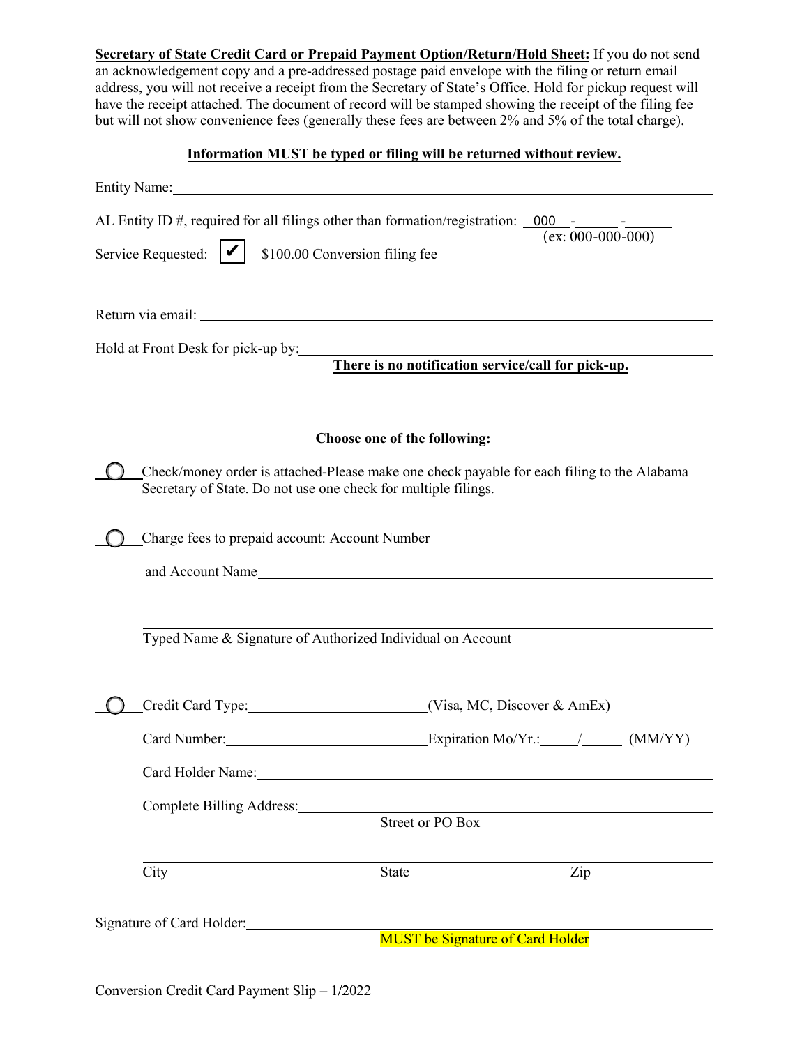**Secretary of State Credit Card or Prepaid Payment Option/Return/Hold Sheet:** If you do not send an acknowledgement copy and a pre-addressed postage paid envelope with the filing or return email address, you will not receive a receipt from the Secretary of State's Office. Hold for pickup request will have the receipt attached. The document of record will be stamped showing the receipt of the filing fee but will not show convenience fees (generally these fees are between 2% and 5% of the total charge).

**Information MUST be typed or filing will be returned without review.**

Entity Name: ______________________________

AL Entity ID #, required for all filings other than formation/registration: 000 - ______ - ______ (ex: 000-000-000)

Service Requested: ☑ $100.00 Conversion filing fee

Return via email: ______________________________

Hold at Front Desk for pick-up by: ______________________________

**There is no notification service/call for pick-up.**

**Choose one of the following:**

○ Check/money order is attached-Please make one check payable for each filing to the Alabama Secretary of State. Do not use one check for multiple filings.

○ Charge fees to prepaid account: Account Number ______________________________

and Account Name ______________________________

______________________________
Typed Name & Signature of Authorized Individual on Account

○ Credit Card Type: ______________ (Visa, MC, Discover & AmEx)

Card Number: ______________ Expiration Mo/Yr.: ____/____ (MM/YY)

Card Holder Name: ______________________________

Complete Billing Address: ______________________________
Street or PO Box

______________________________
City State Zip

Signature of Card Holder: ______________________________
MUST be Signature of Card Holder

Conversion Credit Card Payment Slip – 1/2022